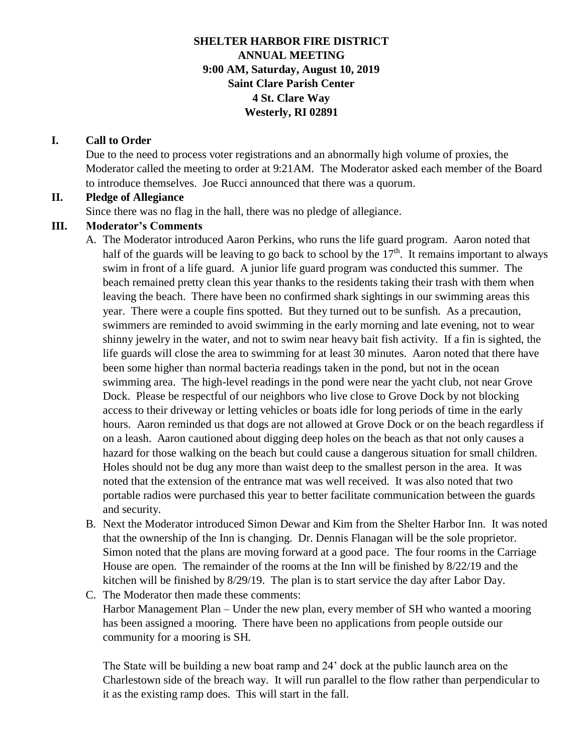**SHELTER HARBOR FIRE DISTRICT**
**ANNUAL MEETING**
**9:00 AM, Saturday, August 10, 2019**
**Saint Clare Parish Center**
**4 St. Clare Way**
**Westerly, RI 02891**

## I. Call to Order

Due to the need to process voter registrations and an abnormally high volume of proxies, the Moderator called the meeting to order at 9:21AM. The Moderator asked each member of the Board to introduce themselves. Joe Rucci announced that there was a quorum.

## II. Pledge of Allegiance

Since there was no flag in the hall, there was no pledge of allegiance.

## III. Moderator's Comments

A. The Moderator introduced Aaron Perkins, who runs the life guard program. Aaron noted that half of the guards will be leaving to go back to school by the 17th. It remains important to always swim in front of a life guard. A junior life guard program was conducted this summer. The beach remained pretty clean this year thanks to the residents taking their trash with them when leaving the beach. There have been no confirmed shark sightings in our swimming areas this year. There were a couple fins spotted. But they turned out to be sunfish. As a precaution, swimmers are reminded to avoid swimming in the early morning and late evening, not to wear shinny jewelry in the water, and not to swim near heavy bait fish activity. If a fin is sighted, the life guards will close the area to swimming for at least 30 minutes. Aaron noted that there have been some higher than normal bacteria readings taken in the pond, but not in the ocean swimming area. The high-level readings in the pond were near the yacht club, not near Grove Dock. Please be respectful of our neighbors who live close to Grove Dock by not blocking access to their driveway or letting vehicles or boats idle for long periods of time in the early hours. Aaron reminded us that dogs are not allowed at Grove Dock or on the beach regardless if on a leash. Aaron cautioned about digging deep holes on the beach as that not only causes a hazard for those walking on the beach but could cause a dangerous situation for small children. Holes should not be dug any more than waist deep to the smallest person in the area. It was noted that the extension of the entrance mat was well received. It was also noted that two portable radios were purchased this year to better facilitate communication between the guards and security.

B. Next the Moderator introduced Simon Dewar and Kim from the Shelter Harbor Inn. It was noted that the ownership of the Inn is changing. Dr. Dennis Flanagan will be the sole proprietor. Simon noted that the plans are moving forward at a good pace. The four rooms in the Carriage House are open. The remainder of the rooms at the Inn will be finished by 8/22/19 and the kitchen will be finished by 8/29/19. The plan is to start service the day after Labor Day.

C. The Moderator then made these comments:
Harbor Management Plan – Under the new plan, every member of SH who wanted a mooring has been assigned a mooring. There have been no applications from people outside our community for a mooring is SH.

The State will be building a new boat ramp and 24' dock at the public launch area on the Charlestown side of the breach way. It will run parallel to the flow rather than perpendicular to it as the existing ramp does. This will start in the fall.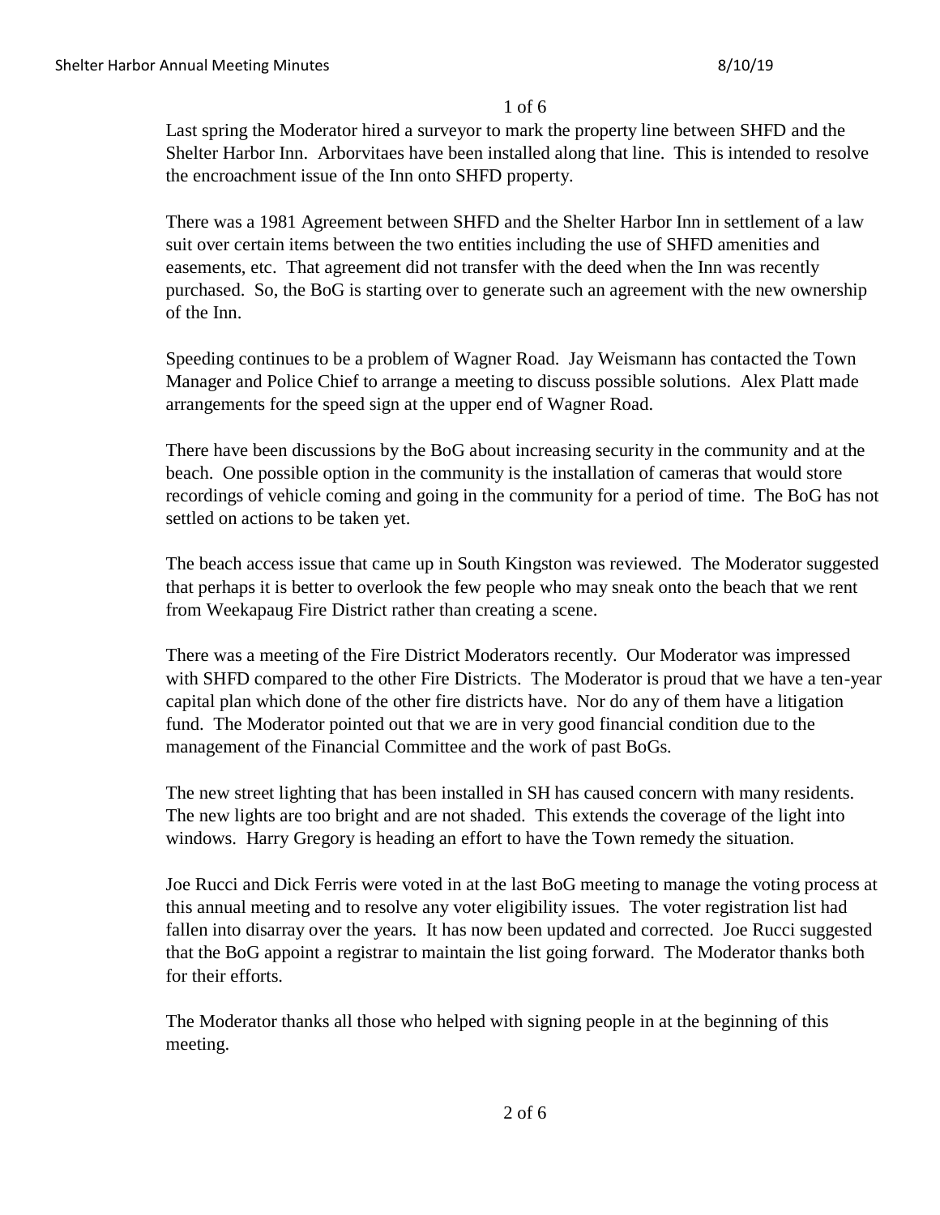Last spring the Moderator hired a surveyor to mark the property line between SHFD and the Shelter Harbor Inn. Arborvitaes have been installed along that line. This is intended to resolve the encroachment issue of the Inn onto SHFD property.

There was a 1981 Agreement between SHFD and the Shelter Harbor Inn in settlement of a law suit over certain items between the two entities including the use of SHFD amenities and easements, etc. That agreement did not transfer with the deed when the Inn was recently purchased. So, the BoG is starting over to generate such an agreement with the new ownership of the Inn.

Speeding continues to be a problem of Wagner Road. Jay Weismann has contacted the Town Manager and Police Chief to arrange a meeting to discuss possible solutions. Alex Platt made arrangements for the speed sign at the upper end of Wagner Road.

There have been discussions by the BoG about increasing security in the community and at the beach. One possible option in the community is the installation of cameras that would store recordings of vehicle coming and going in the community for a period of time. The BoG has not settled on actions to be taken yet.

The beach access issue that came up in South Kingston was reviewed. The Moderator suggested that perhaps it is better to overlook the few people who may sneak onto the beach that we rent from Weekapaug Fire District rather than creating a scene.

There was a meeting of the Fire District Moderators recently. Our Moderator was impressed with SHFD compared to the other Fire Districts. The Moderator is proud that we have a ten-year capital plan which done of the other fire districts have. Nor do any of them have a litigation fund. The Moderator pointed out that we are in very good financial condition due to the management of the Financial Committee and the work of past BoGs.

The new street lighting that has been installed in SH has caused concern with many residents. The new lights are too bright and are not shaded. This extends the coverage of the light into windows. Harry Gregory is heading an effort to have the Town remedy the situation.

Joe Rucci and Dick Ferris were voted in at the last BoG meeting to manage the voting process at this annual meeting and to resolve any voter eligibility issues. The voter registration list had fallen into disarray over the years. It has now been updated and corrected. Joe Rucci suggested that the BoG appoint a registrar to maintain the list going forward. The Moderator thanks both for their efforts.

The Moderator thanks all those who helped with signing people in at the beginning of this meeting.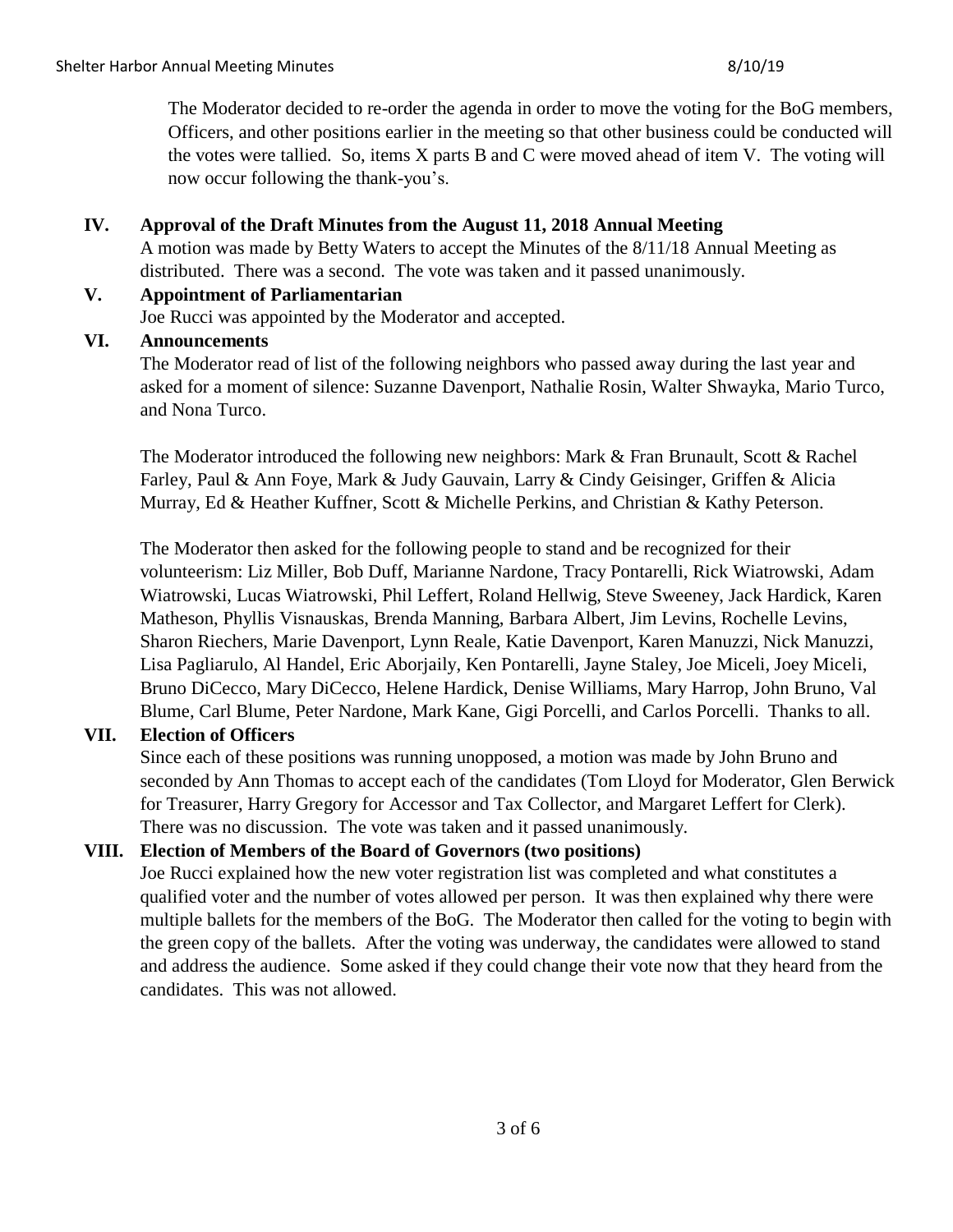The Moderator decided to re-order the agenda in order to move the voting for the BoG members, Officers, and other positions earlier in the meeting so that other business could be conducted will the votes were tallied. So, items X parts B and C were moved ahead of item V. The voting will now occur following the thank-you's.

## IV. Approval of the Draft Minutes from the August 11, 2018 Annual Meeting

A motion was made by Betty Waters to accept the Minutes of the 8/11/18 Annual Meeting as distributed. There was a second. The vote was taken and it passed unanimously.

## V. Appointment of Parliamentarian

Joe Rucci was appointed by the Moderator and accepted.

## VI. Announcements

The Moderator read of list of the following neighbors who passed away during the last year and asked for a moment of silence: Suzanne Davenport, Nathalie Rosin, Walter Shwayka, Mario Turco, and Nona Turco.

The Moderator introduced the following new neighbors: Mark & Fran Brunault, Scott & Rachel Farley, Paul & Ann Foye, Mark & Judy Gauvain, Larry & Cindy Geisinger, Griffen & Alicia Murray, Ed & Heather Kuffner, Scott & Michelle Perkins, and Christian & Kathy Peterson.

The Moderator then asked for the following people to stand and be recognized for their volunteerism: Liz Miller, Bob Duff, Marianne Nardone, Tracy Pontarelli, Rick Wiatrowski, Adam Wiatrowski, Lucas Wiatrowski, Phil Leffert, Roland Hellwig, Steve Sweeney, Jack Hardick, Karen Matheson, Phyllis Visnauskas, Brenda Manning, Barbara Albert, Jim Levins, Rochelle Levins, Sharon Riechers, Marie Davenport, Lynn Reale, Katie Davenport, Karen Manuzzi, Nick Manuzzi, Lisa Pagliarulo, Al Handel, Eric Aborjaily, Ken Pontarelli, Jayne Staley, Joe Miceli, Joey Miceli, Bruno DiCecco, Mary DiCecco, Helene Hardick, Denise Williams, Mary Harrop, John Bruno, Val Blume, Carl Blume, Peter Nardone, Mark Kane, Gigi Porcelli, and Carlos Porcelli. Thanks to all.

## VII. Election of Officers

Since each of these positions was running unopposed, a motion was made by John Bruno and seconded by Ann Thomas to accept each of the candidates (Tom Lloyd for Moderator, Glen Berwick for Treasurer, Harry Gregory for Accessor and Tax Collector, and Margaret Leffert for Clerk). There was no discussion. The vote was taken and it passed unanimously.

## VIII. Election of Members of the Board of Governors (two positions)

Joe Rucci explained how the new voter registration list was completed and what constitutes a qualified voter and the number of votes allowed per person. It was then explained why there were multiple ballets for the members of the BoG. The Moderator then called for the voting to begin with the green copy of the ballets. After the voting was underway, the candidates were allowed to stand and address the audience. Some asked if they could change their vote now that they heard from the candidates. This was not allowed.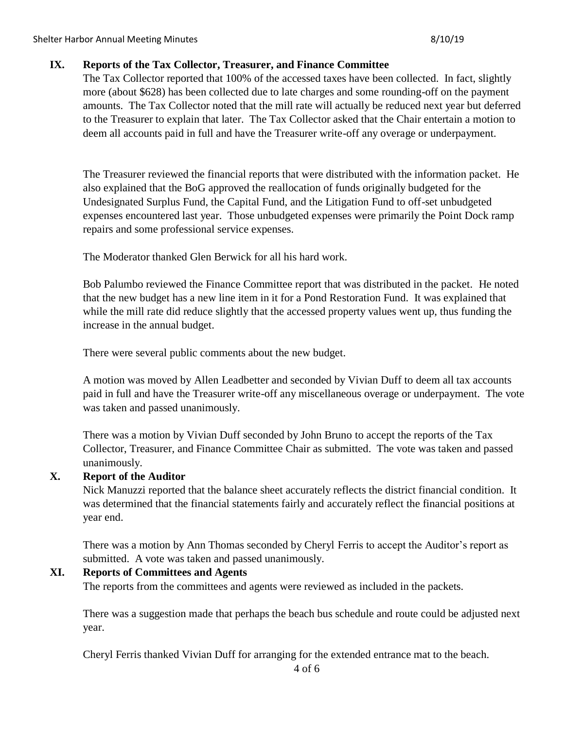## IX. Reports of the Tax Collector, Treasurer, and Finance Committee

The Tax Collector reported that 100% of the accessed taxes have been collected. In fact, slightly more (about $628) has been collected due to late charges and some rounding-off on the payment amounts. The Tax Collector noted that the mill rate will actually be reduced next year but deferred to the Treasurer to explain that later. The Tax Collector asked that the Chair entertain a motion to deem all accounts paid in full and have the Treasurer write-off any overage or underpayment.

The Treasurer reviewed the financial reports that were distributed with the information packet. He also explained that the BoG approved the reallocation of funds originally budgeted for the Undesignated Surplus Fund, the Capital Fund, and the Litigation Fund to off-set unbudgeted expenses encountered last year. Those unbudgeted expenses were primarily the Point Dock ramp repairs and some professional service expenses.

The Moderator thanked Glen Berwick for all his hard work.

Bob Palumbo reviewed the Finance Committee report that was distributed in the packet. He noted that the new budget has a new line item in it for a Pond Restoration Fund. It was explained that while the mill rate did reduce slightly that the accessed property values went up, thus funding the increase in the annual budget.

There were several public comments about the new budget.

A motion was moved by Allen Leadbetter and seconded by Vivian Duff to deem all tax accounts paid in full and have the Treasurer write-off any miscellaneous overage or underpayment. The vote was taken and passed unanimously.

There was a motion by Vivian Duff seconded by John Bruno to accept the reports of the Tax Collector, Treasurer, and Finance Committee Chair as submitted. The vote was taken and passed unanimously.

## X. Report of the Auditor

Nick Manuzzi reported that the balance sheet accurately reflects the district financial condition. It was determined that the financial statements fairly and accurately reflect the financial positions at year end.

There was a motion by Ann Thomas seconded by Cheryl Ferris to accept the Auditor's report as submitted. A vote was taken and passed unanimously.

## XI. Reports of Committees and Agents

The reports from the committees and agents were reviewed as included in the packets.

There was a suggestion made that perhaps the beach bus schedule and route could be adjusted next year.

Cheryl Ferris thanked Vivian Duff for arranging for the extended entrance mat to the beach.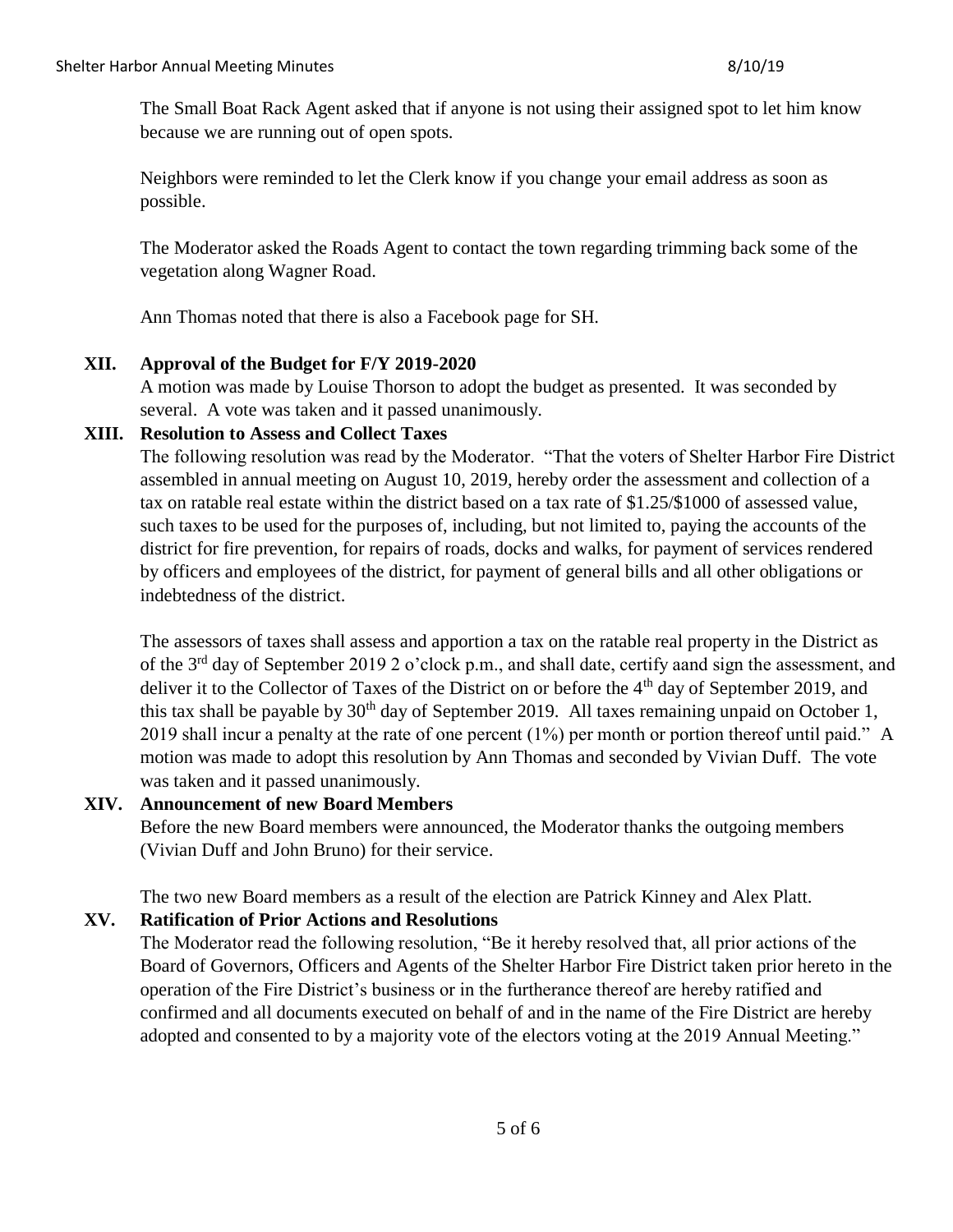The Small Boat Rack Agent asked that if anyone is not using their assigned spot to let him know because we are running out of open spots.

Neighbors were reminded to let the Clerk know if you change your email address as soon as possible.

The Moderator asked the Roads Agent to contact the town regarding trimming back some of the vegetation along Wagner Road.

Ann Thomas noted that there is also a Facebook page for SH.

**XII. Approval of the Budget for F/Y 2019-2020**

A motion was made by Louise Thorson to adopt the budget as presented. It was seconded by several. A vote was taken and it passed unanimously.

**XIII. Resolution to Assess and Collect Taxes**

The following resolution was read by the Moderator. "That the voters of Shelter Harbor Fire District assembled in annual meeting on August 10, 2019, hereby order the assessment and collection of a tax on ratable real estate within the district based on a tax rate of $1.25/$1000 of assessed value, such taxes to be used for the purposes of, including, but not limited to, paying the accounts of the district for fire prevention, for repairs of roads, docks and walks, for payment of services rendered by officers and employees of the district, for payment of general bills and all other obligations or indebtedness of the district.

The assessors of taxes shall assess and apportion a tax on the ratable real property in the District as of the 3rd day of September 2019 2 o'clock p.m., and shall date, certify aand sign the assessment, and deliver it to the Collector of Taxes of the District on or before the 4th day of September 2019, and this tax shall be payable by 30th day of September 2019. All taxes remaining unpaid on October 1, 2019 shall incur a penalty at the rate of one percent (1%) per month or portion thereof until paid." A motion was made to adopt this resolution by Ann Thomas and seconded by Vivian Duff. The vote was taken and it passed unanimously.

**XIV. Announcement of new Board Members**

Before the new Board members were announced, the Moderator thanks the outgoing members (Vivian Duff and John Bruno) for their service.

The two new Board members as a result of the election are Patrick Kinney and Alex Platt.

**XV. Ratification of Prior Actions and Resolutions**

The Moderator read the following resolution, "Be it hereby resolved that, all prior actions of the Board of Governors, Officers and Agents of the Shelter Harbor Fire District taken prior hereto in the operation of the Fire District's business or in the furtherance thereof are hereby ratified and confirmed and all documents executed on behalf of and in the name of the Fire District are hereby adopted and consented to by a majority vote of the electors voting at the 2019 Annual Meeting."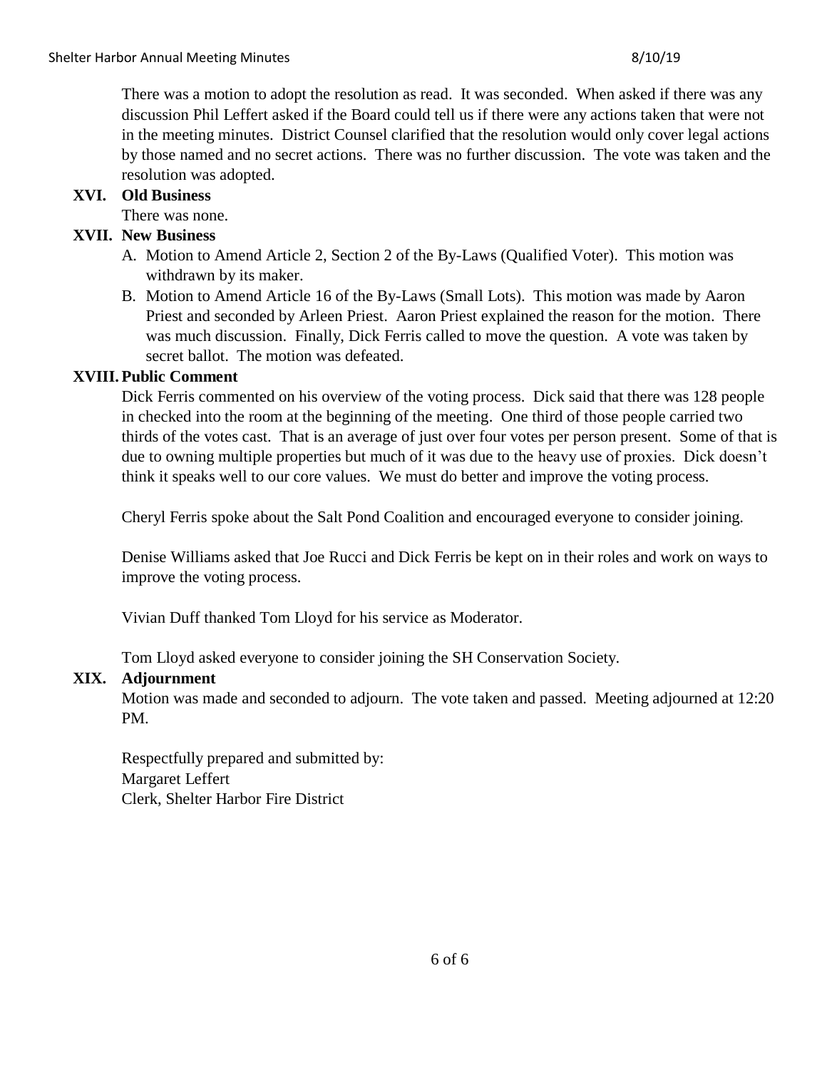There was a motion to adopt the resolution as read. It was seconded. When asked if there was any discussion Phil Leffert asked if the Board could tell us if there were any actions taken that were not in the meeting minutes. District Counsel clarified that the resolution would only cover legal actions by those named and no secret actions. There was no further discussion. The vote was taken and the resolution was adopted.

**XVI. Old Business**

There was none.

**XVII. New Business**

A. Motion to Amend Article 2, Section 2 of the By-Laws (Qualified Voter). This motion was withdrawn by its maker.

B. Motion to Amend Article 16 of the By-Laws (Small Lots). This motion was made by Aaron Priest and seconded by Arleen Priest. Aaron Priest explained the reason for the motion. There was much discussion. Finally, Dick Ferris called to move the question. A vote was taken by secret ballot. The motion was defeated.

**XVIII. Public Comment**

Dick Ferris commented on his overview of the voting process. Dick said that there was 128 people in checked into the room at the beginning of the meeting. One third of those people carried two thirds of the votes cast. That is an average of just over four votes per person present. Some of that is due to owning multiple properties but much of it was due to the heavy use of proxies. Dick doesn't think it speaks well to our core values. We must do better and improve the voting process.

Cheryl Ferris spoke about the Salt Pond Coalition and encouraged everyone to consider joining.

Denise Williams asked that Joe Rucci and Dick Ferris be kept on in their roles and work on ways to improve the voting process.

Vivian Duff thanked Tom Lloyd for his service as Moderator.

Tom Lloyd asked everyone to consider joining the SH Conservation Society.

**XIX. Adjournment**

Motion was made and seconded to adjourn. The vote taken and passed. Meeting adjourned at 12:20 PM.

Respectfully prepared and submitted by:
Margaret Leffert
Clerk, Shelter Harbor Fire District